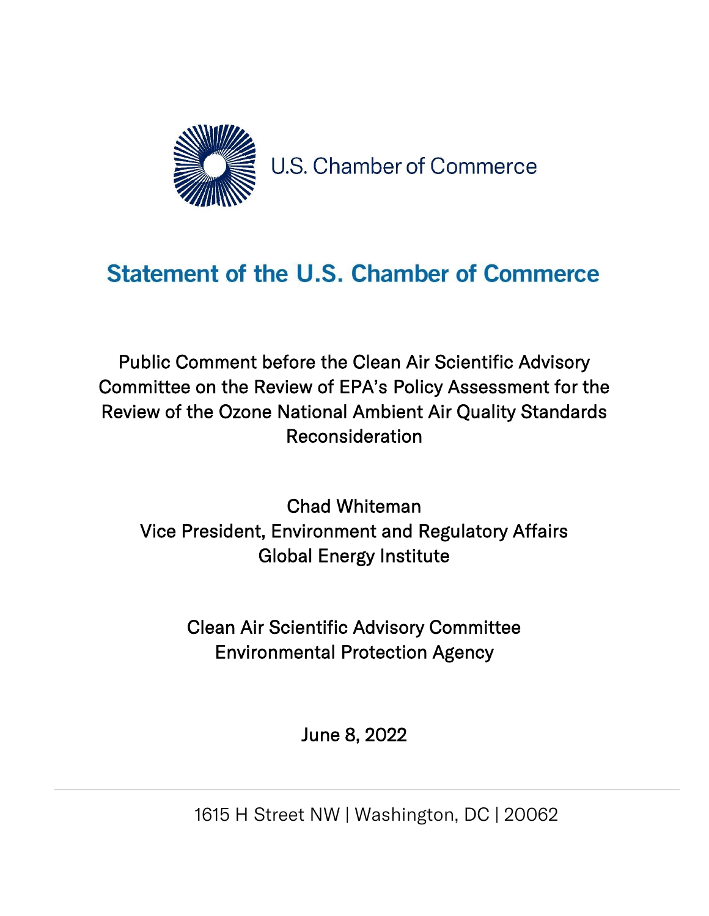U.S. Chamber of Commerce

# Statement of the U.S. Chamber of Commerce

Public Comment before the Clean Air Scientific Advisory Committee on the Review of EPA's Policy Assessment for the Review of the Ozone National Ambient Air Quality Standards Reconsideration

Chad Whiteman
Vice President, Environment and Regulatory Affairs
Global Energy Institute

Clean Air Scientific Advisory Committee
Environmental Protection Agency

June 8, 2022

1615 H Street NW | Washington, DC | 20062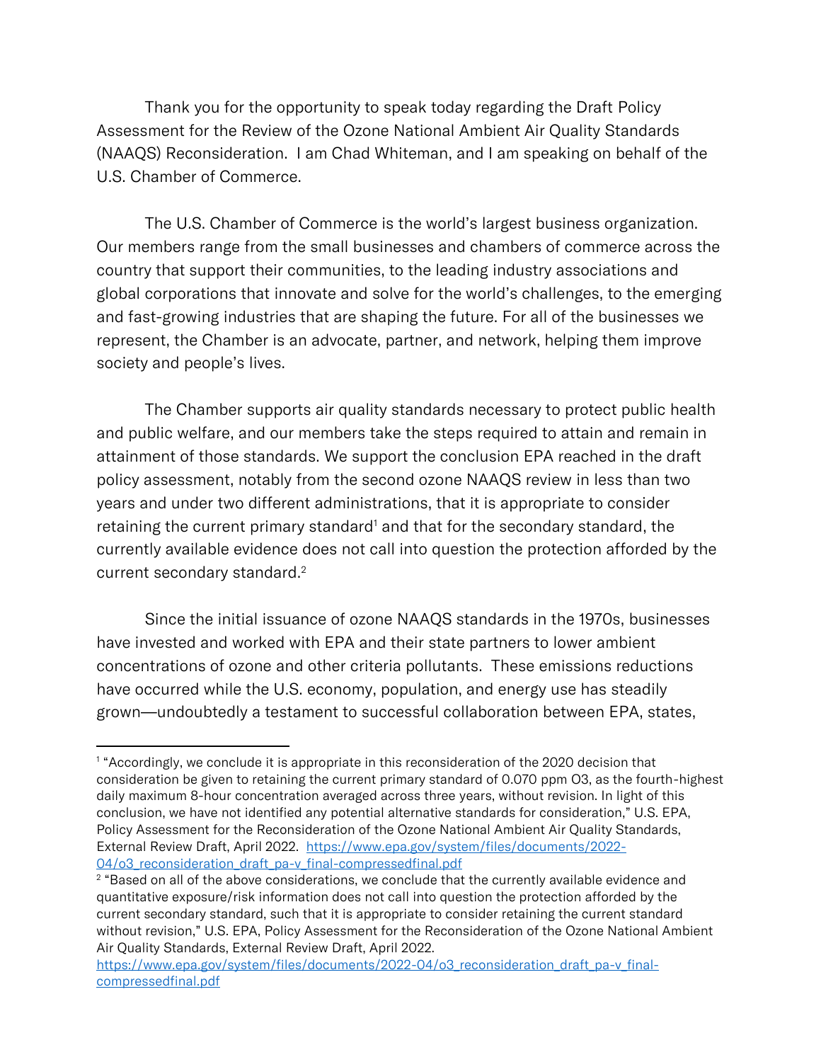Thank you for the opportunity to speak today regarding the Draft Policy Assessment for the Review of the Ozone National Ambient Air Quality Standards (NAAQS) Reconsideration. I am Chad Whiteman, and I am speaking on behalf of the U.S. Chamber of Commerce.

The U.S. Chamber of Commerce is the world's largest business organization. Our members range from the small businesses and chambers of commerce across the country that support their communities, to the leading industry associations and global corporations that innovate and solve for the world's challenges, to the emerging and fast-growing industries that are shaping the future. For all of the businesses we represent, the Chamber is an advocate, partner, and network, helping them improve society and people's lives.

The Chamber supports air quality standards necessary to protect public health and public welfare, and our members take the steps required to attain and remain in attainment of those standards. We support the conclusion EPA reached in the draft policy assessment, notably from the second ozone NAAQS review in less than two years and under two different administrations, that it is appropriate to consider retaining the current primary standard[1] and that for the secondary standard, the currently available evidence does not call into question the protection afforded by the current secondary standard.[2]

Since the initial issuance of ozone NAAQS standards in the 1970s, businesses have invested and worked with EPA and their state partners to lower ambient concentrations of ozone and other criteria pollutants. These emissions reductions have occurred while the U.S. economy, population, and energy use has steadily grown—undoubtedly a testament to successful collaboration between EPA, states,

---

[1] "Accordingly, we conclude it is appropriate in this reconsideration of the 2020 decision that consideration be given to retaining the current primary standard of 0.070 ppm O3, as the fourth-highest daily maximum 8-hour concentration averaged across three years, without revision. In light of this conclusion, we have not identified any potential alternative standards for consideration," U.S. EPA, Policy Assessment for the Reconsideration of the Ozone National Ambient Air Quality Standards, External Review Draft, April 2022. https://www.epa.gov/system/files/documents/2022-04/o3_reconsideration_draft_pa-v_final-compressedfinal.pdf

[2] "Based on all of the above considerations, we conclude that the currently available evidence and quantitative exposure/risk information does not call into question the protection afforded by the current secondary standard, such that it is appropriate to consider retaining the current standard without revision," U.S. EPA, Policy Assessment for the Reconsideration of the Ozone National Ambient Air Quality Standards, External Review Draft, April 2022. https://www.epa.gov/system/files/documents/2022-04/o3_reconsideration_draft_pa-v_final-compressedfinal.pdf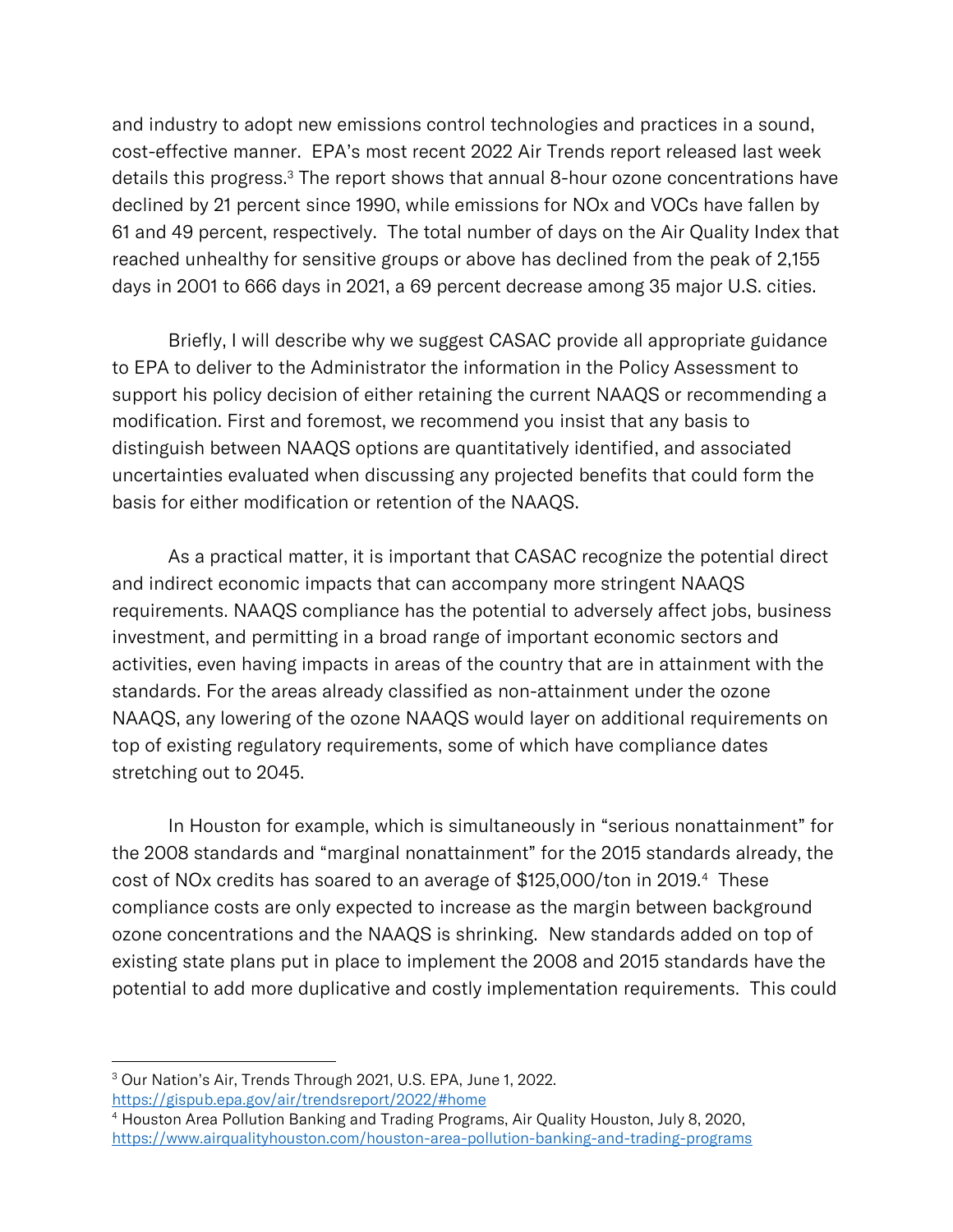and industry to adopt new emissions control technologies and practices in a sound, cost-effective manner. EPA's most recent 2022 Air Trends report released last week details this progress.[3] The report shows that annual 8-hour ozone concentrations have declined by 21 percent since 1990, while emissions for NOx and VOCs have fallen by 61 and 49 percent, respectively. The total number of days on the Air Quality Index that reached unhealthy for sensitive groups or above has declined from the peak of 2,155 days in 2001 to 666 days in 2021, a 69 percent decrease among 35 major U.S. cities.

Briefly, I will describe why we suggest CASAC provide all appropriate guidance to EPA to deliver to the Administrator the information in the Policy Assessment to support his policy decision of either retaining the current NAAQS or recommending a modification. First and foremost, we recommend you insist that any basis to distinguish between NAAQS options are quantitatively identified, and associated uncertainties evaluated when discussing any projected benefits that could form the basis for either modification or retention of the NAAQS.

As a practical matter, it is important that CASAC recognize the potential direct and indirect economic impacts that can accompany more stringent NAAQS requirements. NAAQS compliance has the potential to adversely affect jobs, business investment, and permitting in a broad range of important economic sectors and activities, even having impacts in areas of the country that are in attainment with the standards. For the areas already classified as non-attainment under the ozone NAAQS, any lowering of the ozone NAAQS would layer on additional requirements on top of existing regulatory requirements, some of which have compliance dates stretching out to 2045.

In Houston for example, which is simultaneously in "serious nonattainment" for the 2008 standards and "marginal nonattainment" for the 2015 standards already, the cost of NOx credits has soared to an average of $125,000/ton in 2019.[4] These compliance costs are only expected to increase as the margin between background ozone concentrations and the NAAQS is shrinking. New standards added on top of existing state plans put in place to implement the 2008 and 2015 standards have the potential to add more duplicative and costly implementation requirements. This could

---

[3] Our Nation's Air, Trends Through 2021, U.S. EPA, June 1, 2022. https://gispub.epa.gov/air/trendsreport/2022/#home

[4] Houston Area Pollution Banking and Trading Programs, Air Quality Houston, July 8, 2020, https://www.airqualityhouston.com/houston-area-pollution-banking-and-trading-programs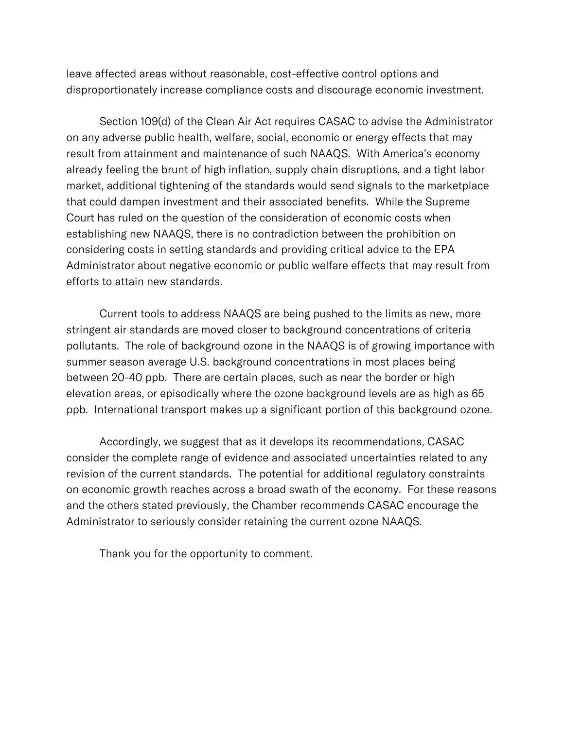leave affected areas without reasonable, cost-effective control options and disproportionately increase compliance costs and discourage economic investment.

Section 109(d) of the Clean Air Act requires CASAC to advise the Administrator on any adverse public health, welfare, social, economic or energy effects that may result from attainment and maintenance of such NAAQS. With America's economy already feeling the brunt of high inflation, supply chain disruptions, and a tight labor market, additional tightening of the standards would send signals to the marketplace that could dampen investment and their associated benefits. While the Supreme Court has ruled on the question of the consideration of economic costs when establishing new NAAQS, there is no contradiction between the prohibition on considering costs in setting standards and providing critical advice to the EPA Administrator about negative economic or public welfare effects that may result from efforts to attain new standards.

Current tools to address NAAQS are being pushed to the limits as new, more stringent air standards are moved closer to background concentrations of criteria pollutants. The role of background ozone in the NAAQS is of growing importance with summer season average U.S. background concentrations in most places being between 20-40 ppb. There are certain places, such as near the border or high elevation areas, or episodically where the ozone background levels are as high as 65 ppb. International transport makes up a significant portion of this background ozone.

Accordingly, we suggest that as it develops its recommendations, CASAC consider the complete range of evidence and associated uncertainties related to any revision of the current standards. The potential for additional regulatory constraints on economic growth reaches across a broad swath of the economy. For these reasons and the others stated previously, the Chamber recommends CASAC encourage the Administrator to seriously consider retaining the current ozone NAAQS.

Thank you for the opportunity to comment.